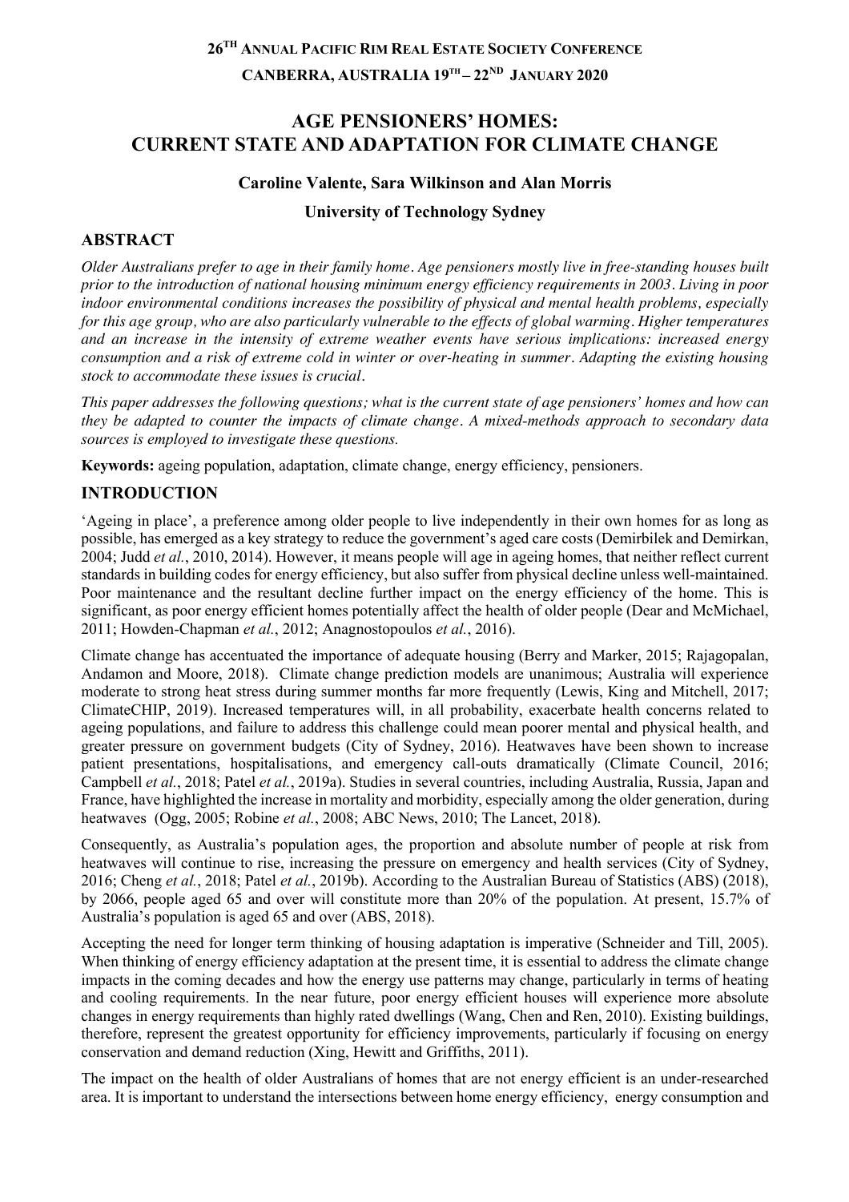**26[TH] ANNUAL PACIFIC RIM REAL ESTATE SOCIETY CONFERENCE**

**CANBERRA, AUSTRALIA 19[TH] – 22[ND] JANUARY 2020**

# AGE PENSIONERS' HOMES: CURRENT STATE AND ADAPTATION FOR CLIMATE CHANGE

**Caroline Valente, Sara Wilkinson and Alan Morris**

**University of Technology Sydney**

## ABSTRACT

*Older Australians prefer to age in their family home. Age pensioners mostly live in free-standing houses built prior to the introduction of national housing minimum energy efficiency requirements in 2003. Living in poor indoor environmental conditions increases the possibility of physical and mental health problems, especially for this age group, who are also particularly vulnerable to the effects of global warming. Higher temperatures and an increase in the intensity of extreme weather events have serious implications: increased energy consumption and a risk of extreme cold in winter or over-heating in summer. Adapting the existing housing stock to accommodate these issues is crucial.*

*This paper addresses the following questions; what is the current state of age pensioners' homes and how can they be adapted to counter the impacts of climate change. A mixed-methods approach to secondary data sources is employed to investigate these questions.*

**Keywords:** ageing population, adaptation, climate change, energy efficiency, pensioners.

## INTRODUCTION

'Ageing in place', a preference among older people to live independently in their own homes for as long as possible, has emerged as a key strategy to reduce the government's aged care costs (Demirbilek and Demirkan, 2004; Judd *et al.*, 2010, 2014). However, it means people will age in ageing homes, that neither reflect current standards in building codes for energy efficiency, but also suffer from physical decline unless well-maintained. Poor maintenance and the resultant decline further impact on the energy efficiency of the home. This is significant, as poor energy efficient homes potentially affect the health of older people (Dear and McMichael, 2011; Howden-Chapman *et al.*, 2012; Anagnostopoulos *et al.*, 2016).

Climate change has accentuated the importance of adequate housing (Berry and Marker, 2015; Rajagopalan, Andamon and Moore, 2018). Climate change prediction models are unanimous; Australia will experience moderate to strong heat stress during summer months far more frequently (Lewis, King and Mitchell, 2017; ClimateCHIP, 2019). Increased temperatures will, in all probability, exacerbate health concerns related to ageing populations, and failure to address this challenge could mean poorer mental and physical health, and greater pressure on government budgets (City of Sydney, 2016). Heatwaves have been shown to increase patient presentations, hospitalisations, and emergency call-outs dramatically (Climate Council, 2016; Campbell *et al.*, 2018; Patel *et al.*, 2019a). Studies in several countries, including Australia, Russia, Japan and France, have highlighted the increase in mortality and morbidity, especially among the older generation, during heatwaves (Ogg, 2005; Robine *et al.*, 2008; ABC News, 2010; The Lancet, 2018).

Consequently, as Australia's population ages, the proportion and absolute number of people at risk from heatwaves will continue to rise, increasing the pressure on emergency and health services (City of Sydney, 2016; Cheng *et al.*, 2018; Patel *et al.*, 2019b). According to the Australian Bureau of Statistics (ABS) (2018), by 2066, people aged 65 and over will constitute more than 20% of the population. At present, 15.7% of Australia's population is aged 65 and over (ABS, 2018).

Accepting the need for longer term thinking of housing adaptation is imperative (Schneider and Till, 2005). When thinking of energy efficiency adaptation at the present time, it is essential to address the climate change impacts in the coming decades and how the energy use patterns may change, particularly in terms of heating and cooling requirements. In the near future, poor energy efficient houses will experience more absolute changes in energy requirements than highly rated dwellings (Wang, Chen and Ren, 2010). Existing buildings, therefore, represent the greatest opportunity for efficiency improvements, particularly if focusing on energy conservation and demand reduction (Xing, Hewitt and Griffiths, 2011).

The impact on the health of older Australians of homes that are not energy efficient is an under-researched area. It is important to understand the intersections between home energy efficiency, energy consumption and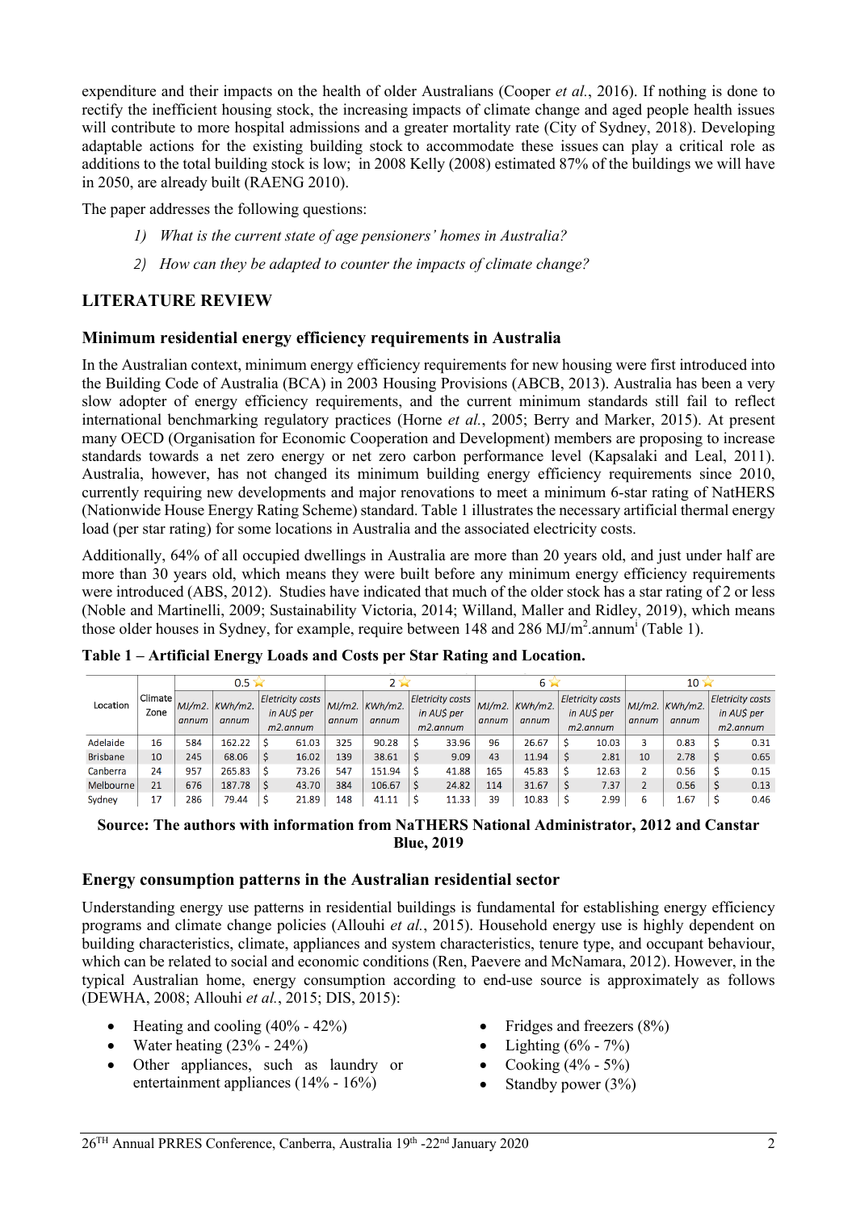expenditure and their impacts on the health of older Australians (Cooper *et al.*, 2016). If nothing is done to rectify the inefficient housing stock, the increasing impacts of climate change and aged people health issues will contribute to more hospital admissions and a greater mortality rate (City of Sydney, 2018). Developing adaptable actions for the existing building stock to accommodate these issues can play a critical role as additions to the total building stock is low; in 2008 Kelly (2008) estimated 87% of the buildings we will have in 2050, are already built (RAENG 2010).

The paper addresses the following questions:

1) *What is the current state of age pensioners' homes in Australia?*
2) *How can they be adapted to counter the impacts of climate change?*

## LITERATURE REVIEW

### Minimum residential energy efficiency requirements in Australia

In the Australian context, minimum energy efficiency requirements for new housing were first introduced into the Building Code of Australia (BCA) in 2003 Housing Provisions (ABCB, 2013). Australia has been a very slow adopter of energy efficiency requirements, and the current minimum standards still fail to reflect international benchmarking regulatory practices (Horne *et al.*, 2005; Berry and Marker, 2015). At present many OECD (Organisation for Economic Cooperation and Development) members are proposing to increase standards towards a net zero energy or net zero carbon performance level (Kapsalaki and Leal, 2011). Australia, however, has not changed its minimum building energy efficiency requirements since 2010, currently requiring new developments and major renovations to meet a minimum 6-star rating of NatHERS (Nationwide House Energy Rating Scheme) standard. Table 1 illustrates the necessary artificial thermal energy load (per star rating) for some locations in Australia and the associated electricity costs.

Additionally, 64% of all occupied dwellings in Australia are more than 20 years old, and just under half are more than 30 years old, which means they were built before any minimum energy efficiency requirements were introduced (ABS, 2012). Studies have indicated that much of the older stock has a star rating of 2 or less (Noble and Martinelli, 2009; Sustainability Victoria, 2014; Willand, Maller and Ridley, 2019), which means those older houses in Sydney, for example, require between 148 and 286 MJ/m$^2$.annum[i] (Table 1).

**Table 1 – Artificial Energy Loads and Costs per Star Rating and Location.**

| Location | Climate Zone | 0.5 ⭐ | | | 2 ⭐ | | | 6 ⭐ | | | 10 ⭐ | | |
|---|---|---|---|---|---|---|---|---|---|---|---|---|---|
| | | MJ/m2. annum | KWh/m2. annum | Eletricity costs in AU$ per m2.annum | MJ/m2. annum | KWh/m2. annum | Eletricity costs in AU$ per m2.annum | MJ/m2. annum | KWh/m2. annum | Eletricity costs in AU$ per m2.annum | MJ/m2. annum | KWh/m2. annum | Eletricity costs in AU$ per m2.annum |
| Adelaide | 16 | 584 | 162.22 | $ 61.03 | 325 | 90.28 | $ 33.96 | 96 | 26.67 | $ 10.03 | 3 | 0.83 | $ 0.31 |
| Brisbane | 10 | 245 | 68.06 | $ 16.02 | 139 | 38.61 | $ 9.09 | 43 | 11.94 | $ 2.81 | 10 | 2.78 | $ 0.65 |
| Canberra | 24 | 957 | 265.83 | $ 73.26 | 547 | 151.94 | $ 41.88 | 165 | 45.83 | $ 12.63 | 2 | 0.56 | $ 0.15 |
| Melbourne | 21 | 676 | 187.78 | $ 43.70 | 384 | 106.67 | $ 24.82 | 114 | 31.67 | $ 7.37 | 2 | 0.56 | $ 0.13 |
| Sydney | 17 | 286 | 79.44 | $ 21.89 | 148 | 41.11 | $ 11.33 | 39 | 10.83 | $ 2.99 | 6 | 1.67 | $ 0.46 |

**Source: The authors with information from NaTHERS National Administrator, 2012 and Canstar Blue, 2019**

### Energy consumption patterns in the Australian residential sector

Understanding energy use patterns in residential buildings is fundamental for establishing energy efficiency programs and climate change policies (Allouhi *et al.*, 2015). Household energy use is highly dependent on building characteristics, climate, appliances and system characteristics, tenure type, and occupant behaviour, which can be related to social and economic conditions (Ren, Paevere and McNamara, 2012). However, in the typical Australian home, energy consumption according to end-use source is approximately as follows (DEWHA, 2008; Allouhi *et al.*, 2015; DIS, 2015):

- Heating and cooling (40% - 42%)
- Water heating (23% - 24%)
- Other appliances, such as laundry or entertainment appliances (14% - 16%)
- Fridges and freezers (8%)
- Lighting (6% - 7%)
- Cooking (4% - 5%)
- Standby power (3%)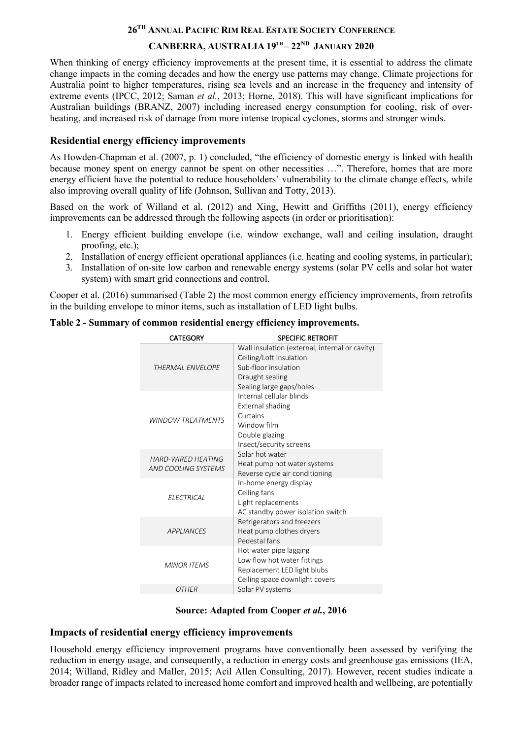When thinking of energy efficiency improvements at the present time, it is essential to address the climate change impacts in the coming decades and how the energy use patterns may change. Climate projections for Australia point to higher temperatures, rising sea levels and an increase in the frequency and intensity of extreme events (IPCC, 2012; Saman *et al.*, 2013; Horne, 2018). This will have significant implications for Australian buildings (BRANZ, 2007) including increased energy consumption for cooling, risk of over-heating, and increased risk of damage from more intense tropical cyclones, storms and stronger winds.

## Residential energy efficiency improvements

As Howden-Chapman et al. (2007, p. 1) concluded, "the efficiency of domestic energy is linked with health because money spent on energy cannot be spent on other necessities …". Therefore, homes that are more energy efficient have the potential to reduce householders' vulnerability to the climate change effects, while also improving overall quality of life (Johnson, Sullivan and Totty, 2013).

Based on the work of Willand et al. (2012) and Xing, Hewitt and Griffiths (2011), energy efficiency improvements can be addressed through the following aspects (in order or prioritisation):

1. Energy efficient building envelope (i.e. window exchange, wall and ceiling insulation, draught proofing, etc.);
2. Installation of energy efficient operational appliances (i.e. heating and cooling systems, in particular);
3. Installation of on-site low carbon and renewable energy systems (solar PV cells and solar hot water system) with smart grid connections and control.

Cooper et al. (2016) summarised (Table 2) the most common energy efficiency improvements, from retrofits in the building envelope to minor items, such as installation of LED light bulbs.

**Table 2 - Summary of common residential energy efficiency improvements.**

| CATEGORY | SPECIFIC RETROFIT |
|---|---|
| *THERMAL ENVELOPE* | Wall insulation (external, internal or cavity)<br>Ceiling/Loft insulation<br>Sub-floor insulation<br>Draught sealing<br>Sealing large gaps/holes |
| *WINDOW TREATMENTS* | Internal cellular blinds<br>External shading<br>Curtains<br>Window film<br>Double glazing<br>Insect/security screens |
| *HARD-WIRED HEATING AND COOLING SYSTEMS* | Solar hot water<br>Heat pump hot water systems<br>Reverse cycle air conditioning |
| *ELECTRICAL* | In-home energy display<br>Ceiling fans<br>Light replacements<br>AC standby power isolation switch |
| *APPLIANCES* | Refrigerators and freezers<br>Heat pump clothes dryers<br>Pedestal fans |
| *MINOR ITEMS* | Hot water pipe lagging<br>Low flow hot water fittings<br>Replacement LED light blubs<br>Ceiling space downlight covers |
| *OTHER* | Solar PV systems |

**Source: Adapted from Cooper *et al.*, 2016**

## Impacts of residential energy efficiency improvements

Household energy efficiency improvement programs have conventionally been assessed by verifying the reduction in energy usage, and consequently, a reduction in energy costs and greenhouse gas emissions (IEA, 2014; Willand, Ridley and Maller, 2015; Acil Allen Consulting, 2017). However, recent studies indicate a broader range of impacts related to increased home comfort and improved health and wellbeing, are potentially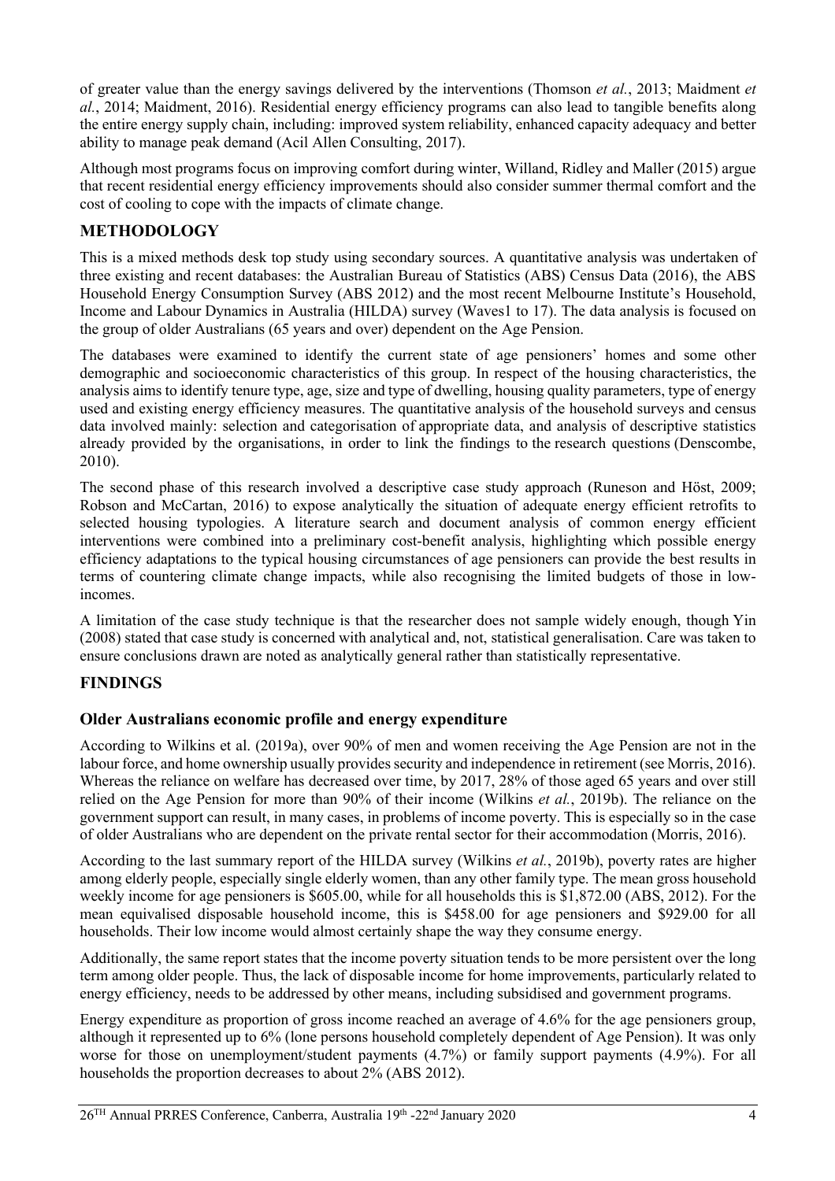of greater value than the energy savings delivered by the interventions (Thomson *et al.*, 2013; Maidment *et al.*, 2014; Maidment, 2016). Residential energy efficiency programs can also lead to tangible benefits along the entire energy supply chain, including: improved system reliability, enhanced capacity adequacy and better ability to manage peak demand (Acil Allen Consulting, 2017).

Although most programs focus on improving comfort during winter, Willand, Ridley and Maller (2015) argue that recent residential energy efficiency improvements should also consider summer thermal comfort and the cost of cooling to cope with the impacts of climate change.

## METHODOLOGY

This is a mixed methods desk top study using secondary sources. A quantitative analysis was undertaken of three existing and recent databases: the Australian Bureau of Statistics (ABS) Census Data (2016), the ABS Household Energy Consumption Survey (ABS 2012) and the most recent Melbourne Institute's Household, Income and Labour Dynamics in Australia (HILDA) survey (Waves1 to 17). The data analysis is focused on the group of older Australians (65 years and over) dependent on the Age Pension.

The databases were examined to identify the current state of age pensioners' homes and some other demographic and socioeconomic characteristics of this group. In respect of the housing characteristics, the analysis aims to identify tenure type, age, size and type of dwelling, housing quality parameters, type of energy used and existing energy efficiency measures. The quantitative analysis of the household surveys and census data involved mainly: selection and categorisation of appropriate data, and analysis of descriptive statistics already provided by the organisations, in order to link the findings to the research questions (Denscombe, 2010).

The second phase of this research involved a descriptive case study approach (Runeson and Höst, 2009; Robson and McCartan, 2016) to expose analytically the situation of adequate energy efficient retrofits to selected housing typologies. A literature search and document analysis of common energy efficient interventions were combined into a preliminary cost-benefit analysis, highlighting which possible energy efficiency adaptations to the typical housing circumstances of age pensioners can provide the best results in terms of countering climate change impacts, while also recognising the limited budgets of those in low-incomes.

A limitation of the case study technique is that the researcher does not sample widely enough, though Yin (2008) stated that case study is concerned with analytical and, not, statistical generalisation. Care was taken to ensure conclusions drawn are noted as analytically general rather than statistically representative.

## FINDINGS

### Older Australians economic profile and energy expenditure

According to Wilkins et al. (2019a), over 90% of men and women receiving the Age Pension are not in the labour force, and home ownership usually provides security and independence in retirement (see Morris, 2016). Whereas the reliance on welfare has decreased over time, by 2017, 28% of those aged 65 years and over still relied on the Age Pension for more than 90% of their income (Wilkins *et al.*, 2019b). The reliance on the government support can result, in many cases, in problems of income poverty. This is especially so in the case of older Australians who are dependent on the private rental sector for their accommodation (Morris, 2016).

According to the last summary report of the HILDA survey (Wilkins *et al.*, 2019b), poverty rates are higher among elderly people, especially single elderly women, than any other family type. The mean gross household weekly income for age pensioners is $605.00, while for all households this is $1,872.00 (ABS, 2012). For the mean equivalised disposable household income, this is $458.00 for age pensioners and $929.00 for all households. Their low income would almost certainly shape the way they consume energy.

Additionally, the same report states that the income poverty situation tends to be more persistent over the long term among older people. Thus, the lack of disposable income for home improvements, particularly related to energy efficiency, needs to be addressed by other means, including subsidised and government programs.

Energy expenditure as proportion of gross income reached an average of 4.6% for the age pensioners group, although it represented up to 6% (lone persons household completely dependent of Age Pension). It was only worse for those on unemployment/student payments (4.7%) or family support payments (4.9%). For all households the proportion decreases to about 2% (ABS 2012).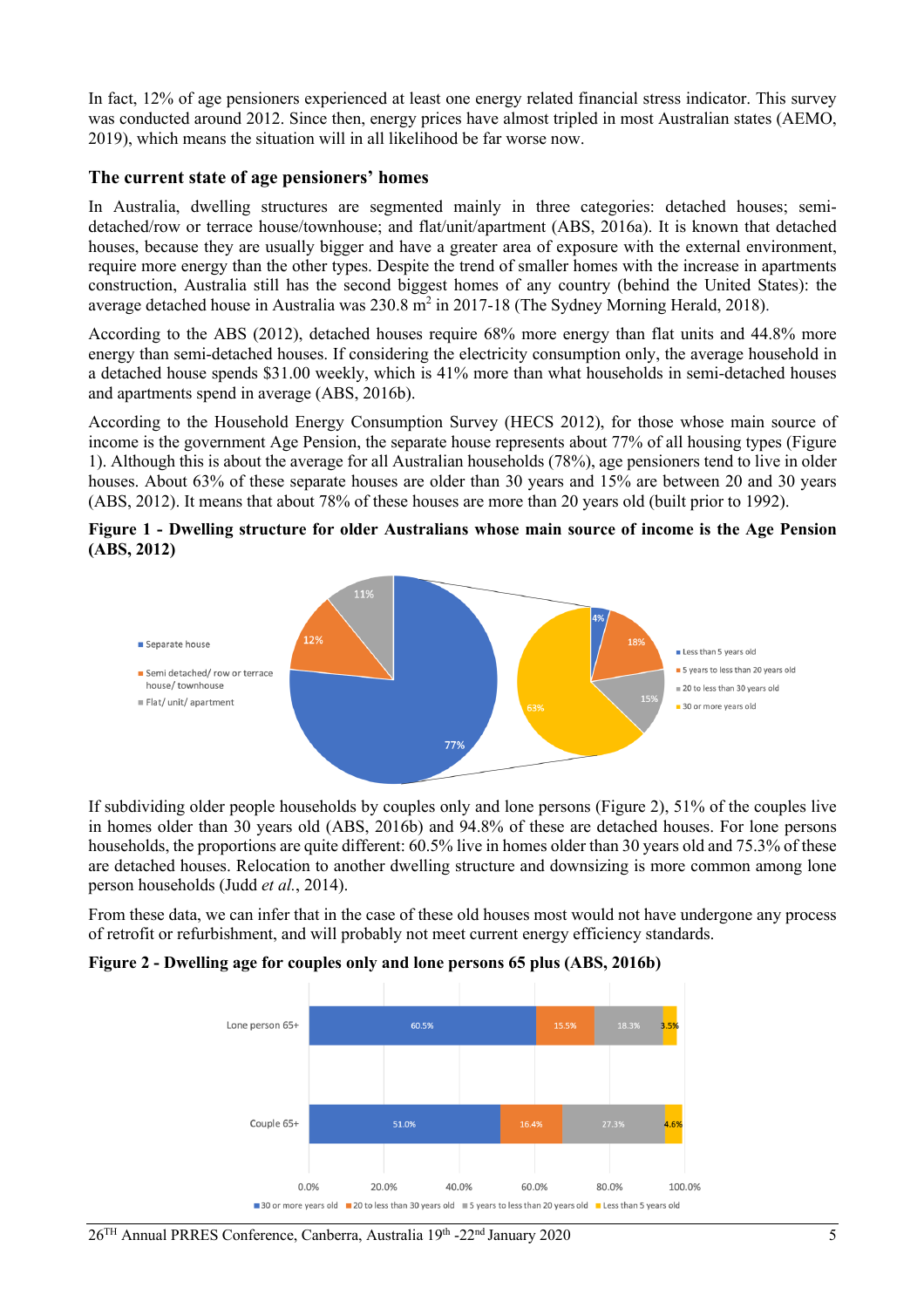In fact, 12% of age pensioners experienced at least one energy related financial stress indicator. This survey was conducted around 2012. Since then, energy prices have almost tripled in most Australian states (AEMO, 2019), which means the situation will in all likelihood be far worse now.

## The current state of age pensioners' homes

In Australia, dwelling structures are segmented mainly in three categories: detached houses; semi-detached/row or terrace house/townhouse; and flat/unit/apartment (ABS, 2016a). It is known that detached houses, because they are usually bigger and have a greater area of exposure with the external environment, require more energy than the other types. Despite the trend of smaller homes with the increase in apartments construction, Australia still has the second biggest homes of any country (behind the United States): the average detached house in Australia was 230.8 $m^2$ in 2017-18 (The Sydney Morning Herald, 2018).

According to the ABS (2012), detached houses require 68% more energy than flat units and 44.8% more energy than semi-detached houses. If considering the electricity consumption only, the average household in a detached house spends $31.00 weekly, which is 41% more than what households in semi-detached houses and apartments spend in average (ABS, 2016b).

According to the Household Energy Consumption Survey (HECS 2012), for those whose main source of income is the government Age Pension, the separate house represents about 77% of all housing types (Figure 1). Although this is about the average for all Australian households (78%), age pensioners tend to live in older houses. About 63% of these separate houses are older than 30 years and 15% are between 20 and 30 years (ABS, 2012). It means that about 78% of these houses are more than 20 years old (built prior to 1992).

**Figure 1 - Dwelling structure for older Australians whose main source of income is the Age Pension (ABS, 2012)**

| Dwelling structure | % |
|---|---|
| Separate house | 77% |
| Semi detached/ row or terrace house/ townhouse | 12% |
| Flat/ unit/ apartment | 11% |

| Age of separate houses | % |
|---|---|
| Less than 5 years old | 4% |
| 5 years to less than 20 years old | 18% |
| 20 to less than 30 years old | 15% |
| 30 or more years old | 63% |

If subdividing older people households by couples only and lone persons (Figure 2), 51% of the couples live in homes older than 30 years old (ABS, 2016b) and 94.8% of these are detached houses. For lone persons households, the proportions are quite different: 60.5% live in homes older than 30 years old and 75.3% of these are detached houses. Relocation to another dwelling structure and downsizing is more common among lone person households (Judd *et al.*, 2014).

From these data, we can infer that in the case of these old houses most would not have undergone any process of retrofit or refurbishment, and will probably not meet current energy efficiency standards.

**Figure 2 - Dwelling age for couples only and lone persons 65 plus (ABS, 2016b)**

| | 30 or more years old | 20 to less than 30 years old | 5 years to less than 20 years old | Less than 5 years old |
|---|---|---|---|---|
| Lone person 65+ | 60.5% | 15.5% | 18.3% | 3.5% |
| Couple 65+ | 51.0% | 16.4% | 27.3% | 4.6% |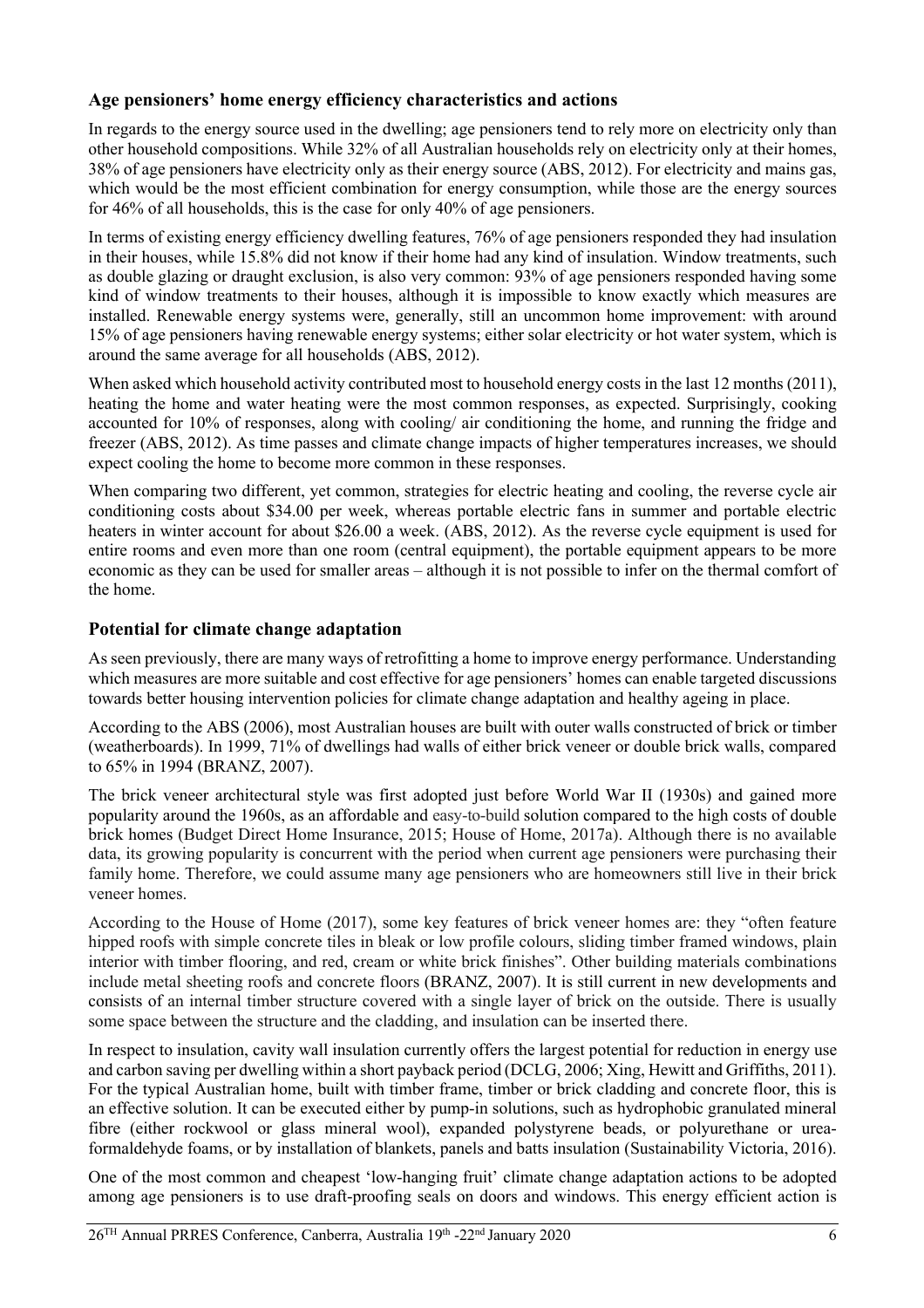## Age pensioners' home energy efficiency characteristics and actions

In regards to the energy source used in the dwelling; age pensioners tend to rely more on electricity only than other household compositions. While 32% of all Australian households rely on electricity only at their homes, 38% of age pensioners have electricity only as their energy source (ABS, 2012). For electricity and mains gas, which would be the most efficient combination for energy consumption, while those are the energy sources for 46% of all households, this is the case for only 40% of age pensioners.

In terms of existing energy efficiency dwelling features, 76% of age pensioners responded they had insulation in their houses, while 15.8% did not know if their home had any kind of insulation. Window treatments, such as double glazing or draught exclusion, is also very common: 93% of age pensioners responded having some kind of window treatments to their houses, although it is impossible to know exactly which measures are installed. Renewable energy systems were, generally, still an uncommon home improvement: with around 15% of age pensioners having renewable energy systems; either solar electricity or hot water system, which is around the same average for all households (ABS, 2012).

When asked which household activity contributed most to household energy costs in the last 12 months (2011), heating the home and water heating were the most common responses, as expected. Surprisingly, cooking accounted for 10% of responses, along with cooling/ air conditioning the home, and running the fridge and freezer (ABS, 2012). As time passes and climate change impacts of higher temperatures increases, we should expect cooling the home to become more common in these responses.

When comparing two different, yet common, strategies for electric heating and cooling, the reverse cycle air conditioning costs about $34.00 per week, whereas portable electric fans in summer and portable electric heaters in winter account for about $26.00 a week. (ABS, 2012). As the reverse cycle equipment is used for entire rooms and even more than one room (central equipment), the portable equipment appears to be more economic as they can be used for smaller areas – although it is not possible to infer on the thermal comfort of the home.

## Potential for climate change adaptation

As seen previously, there are many ways of retrofitting a home to improve energy performance. Understanding which measures are more suitable and cost effective for age pensioners' homes can enable targeted discussions towards better housing intervention policies for climate change adaptation and healthy ageing in place.

According to the ABS (2006), most Australian houses are built with outer walls constructed of brick or timber (weatherboards). In 1999, 71% of dwellings had walls of either brick veneer or double brick walls, compared to 65% in 1994 (BRANZ, 2007).

The brick veneer architectural style was first adopted just before World War II (1930s) and gained more popularity around the 1960s, as an affordable and easy-to-build solution compared to the high costs of double brick homes (Budget Direct Home Insurance, 2015; House of Home, 2017a). Although there is no available data, its growing popularity is concurrent with the period when current age pensioners were purchasing their family home. Therefore, we could assume many age pensioners who are homeowners still live in their brick veneer homes.

According to the House of Home (2017), some key features of brick veneer homes are: they "often feature hipped roofs with simple concrete tiles in bleak or low profile colours, sliding timber framed windows, plain interior with timber flooring, and red, cream or white brick finishes". Other building materials combinations include metal sheeting roofs and concrete floors (BRANZ, 2007). It is still current in new developments and consists of an internal timber structure covered with a single layer of brick on the outside. There is usually some space between the structure and the cladding, and insulation can be inserted there.

In respect to insulation, cavity wall insulation currently offers the largest potential for reduction in energy use and carbon saving per dwelling within a short payback period (DCLG, 2006; Xing, Hewitt and Griffiths, 2011). For the typical Australian home, built with timber frame, timber or brick cladding and concrete floor, this is an effective solution. It can be executed either by pump-in solutions, such as hydrophobic granulated mineral fibre (either rockwool or glass mineral wool), expanded polystyrene beads, or polyurethane or urea-formaldehyde foams, or by installation of blankets, panels and batts insulation (Sustainability Victoria, 2016).

One of the most common and cheapest 'low-hanging fruit' climate change adaptation actions to be adopted among age pensioners is to use draft-proofing seals on doors and windows. This energy efficient action is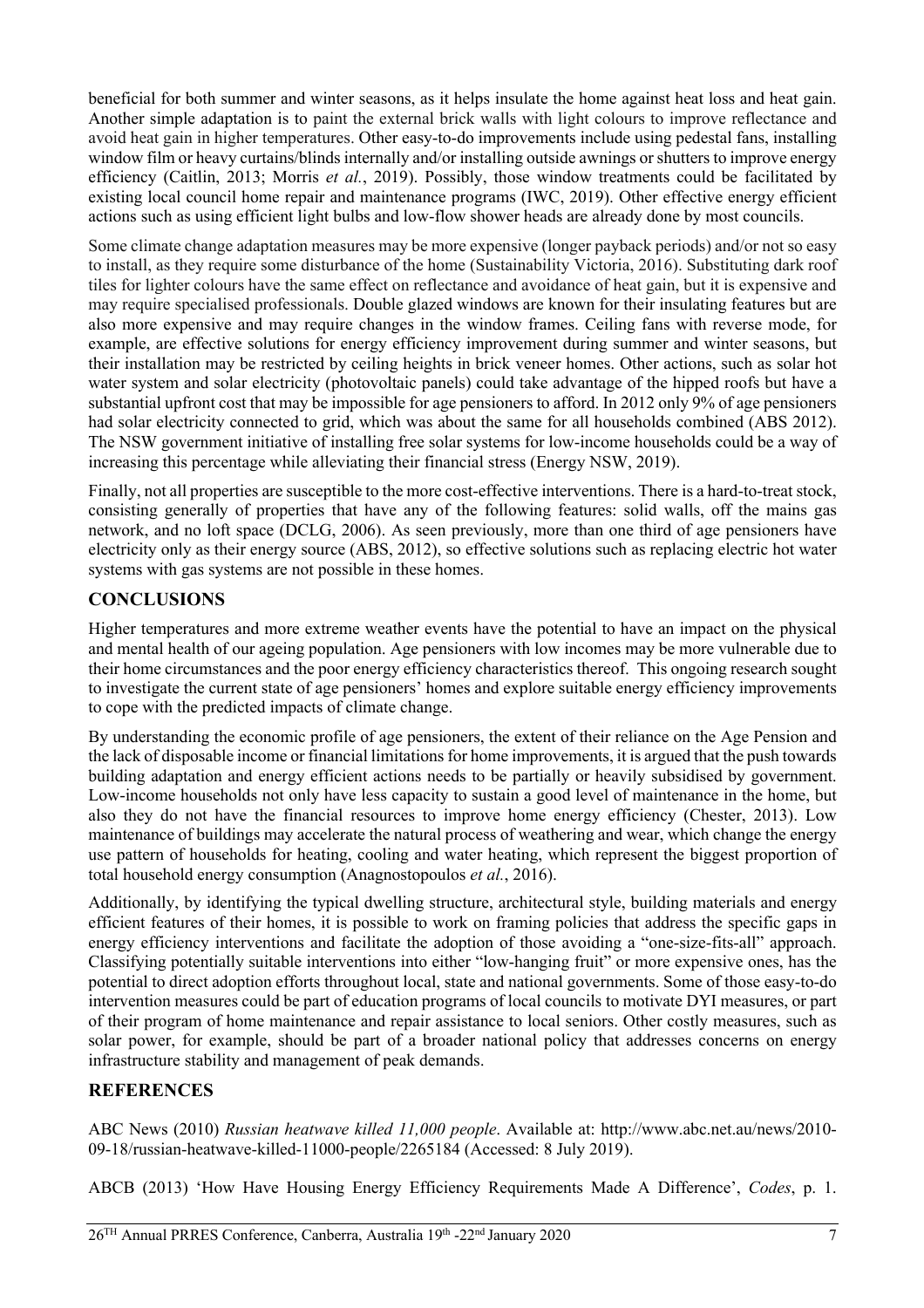beneficial for both summer and winter seasons, as it helps insulate the home against heat loss and heat gain. Another simple adaptation is to paint the external brick walls with light colours to improve reflectance and avoid heat gain in higher temperatures. Other easy-to-do improvements include using pedestal fans, installing window film or heavy curtains/blinds internally and/or installing outside awnings or shutters to improve energy efficiency (Caitlin, 2013; Morris *et al.*, 2019). Possibly, those window treatments could be facilitated by existing local council home repair and maintenance programs (IWC, 2019). Other effective energy efficient actions such as using efficient light bulbs and low-flow shower heads are already done by most councils.

Some climate change adaptation measures may be more expensive (longer payback periods) and/or not so easy to install, as they require some disturbance of the home (Sustainability Victoria, 2016). Substituting dark roof tiles for lighter colours have the same effect on reflectance and avoidance of heat gain, but it is expensive and may require specialised professionals. Double glazed windows are known for their insulating features but are also more expensive and may require changes in the window frames. Ceiling fans with reverse mode, for example, are effective solutions for energy efficiency improvement during summer and winter seasons, but their installation may be restricted by ceiling heights in brick veneer homes. Other actions, such as solar hot water system and solar electricity (photovoltaic panels) could take advantage of the hipped roofs but have a substantial upfront cost that may be impossible for age pensioners to afford. In 2012 only 9% of age pensioners had solar electricity connected to grid, which was about the same for all households combined (ABS 2012). The NSW government initiative of installing free solar systems for low-income households could be a way of increasing this percentage while alleviating their financial stress (Energy NSW, 2019).

Finally, not all properties are susceptible to the more cost-effective interventions. There is a hard-to-treat stock, consisting generally of properties that have any of the following features: solid walls, off the mains gas network, and no loft space (DCLG, 2006). As seen previously, more than one third of age pensioners have electricity only as their energy source (ABS, 2012), so effective solutions such as replacing electric hot water systems with gas systems are not possible in these homes.

## CONCLUSIONS

Higher temperatures and more extreme weather events have the potential to have an impact on the physical and mental health of our ageing population. Age pensioners with low incomes may be more vulnerable due to their home circumstances and the poor energy efficiency characteristics thereof. This ongoing research sought to investigate the current state of age pensioners' homes and explore suitable energy efficiency improvements to cope with the predicted impacts of climate change.

By understanding the economic profile of age pensioners, the extent of their reliance on the Age Pension and the lack of disposable income or financial limitations for home improvements, it is argued that the push towards building adaptation and energy efficient actions needs to be partially or heavily subsidised by government. Low-income households not only have less capacity to sustain a good level of maintenance in the home, but also they do not have the financial resources to improve home energy efficiency (Chester, 2013). Low maintenance of buildings may accelerate the natural process of weathering and wear, which change the energy use pattern of households for heating, cooling and water heating, which represent the biggest proportion of total household energy consumption (Anagnostopoulos *et al.*, 2016).

Additionally, by identifying the typical dwelling structure, architectural style, building materials and energy efficient features of their homes, it is possible to work on framing policies that address the specific gaps in energy efficiency interventions and facilitate the adoption of those avoiding a "one-size-fits-all" approach. Classifying potentially suitable interventions into either "low-hanging fruit" or more expensive ones, has the potential to direct adoption efforts throughout local, state and national governments. Some of those easy-to-do intervention measures could be part of education programs of local councils to motivate DYI measures, or part of their program of home maintenance and repair assistance to local seniors. Other costly measures, such as solar power, for example, should be part of a broader national policy that addresses concerns on energy infrastructure stability and management of peak demands.

## REFERENCES

ABC News (2010) *Russian heatwave killed 11,000 people*. Available at: http://www.abc.net.au/news/2010-09-18/russian-heatwave-killed-11000-people/2265184 (Accessed: 8 July 2019).

ABCB (2013) 'How Have Housing Energy Efficiency Requirements Made A Difference', *Codes*, p. 1.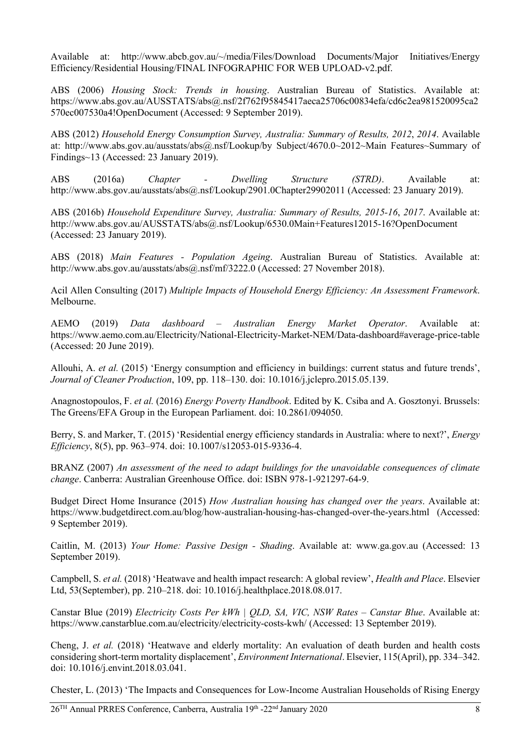Available at: http://www.abcb.gov.au/~/media/Files/Download Documents/Major Initiatives/Energy Efficiency/Residential Housing/FINAL INFOGRAPHIC FOR WEB UPLOAD-v2.pdf.

ABS (2006) *Housing Stock: Trends in housing*. Australian Bureau of Statistics. Available at: https://www.abs.gov.au/AUSSTATS/abs@.nsf/2f762f95845417aeca25706c00834efa/cd6c2ea981520095ca2570ec007530a4!OpenDocument (Accessed: 9 September 2019).

ABS (2012) *Household Energy Consumption Survey, Australia: Summary of Results, 2012*, *2014*. Available at: http://www.abs.gov.au/ausstats/abs@.nsf/Lookup/by Subject/4670.0~2012~Main Features~Summary of Findings~13 (Accessed: 23 January 2019).

ABS (2016a) *Chapter - Dwelling Structure (STRD)*. Available at: http://www.abs.gov.au/ausstats/abs@.nsf/Lookup/2901.0Chapter29902011 (Accessed: 23 January 2019).

ABS (2016b) *Household Expenditure Survey, Australia: Summary of Results, 2015-16*, *2017*. Available at: http://www.abs.gov.au/AUSSTATS/abs@.nsf/Lookup/6530.0Main+Features12015-16?OpenDocument (Accessed: 23 January 2019).

ABS (2018) *Main Features - Population Ageing*. Australian Bureau of Statistics. Available at: http://www.abs.gov.au/ausstats/abs@.nsf/mf/3222.0 (Accessed: 27 November 2018).

Acil Allen Consulting (2017) *Multiple Impacts of Household Energy Efficiency: An Assessment Framework*. Melbourne.

AEMO (2019) *Data dashboard – Australian Energy Market Operator*. Available at: https://www.aemo.com.au/Electricity/National-Electricity-Market-NEM/Data-dashboard#average-price-table (Accessed: 20 June 2019).

Allouhi, A. *et al.* (2015) 'Energy consumption and efficiency in buildings: current status and future trends', *Journal of Cleaner Production*, 109, pp. 118–130. doi: 10.1016/j.jclepro.2015.05.139.

Anagnostopoulos, F. *et al.* (2016) *Energy Poverty Handbook*. Edited by K. Csiba and A. Gosztonyi. Brussels: The Greens/EFA Group in the European Parliament. doi: 10.2861/094050.

Berry, S. and Marker, T. (2015) 'Residential energy efficiency standards in Australia: where to next?', *Energy Efficiency*, 8(5), pp. 963–974. doi: 10.1007/s12053-015-9336-4.

BRANZ (2007) *An assessment of the need to adapt buildings for the unavoidable consequences of climate change*. Canberra: Australian Greenhouse Office. doi: ISBN 978-1-921297-64-9.

Budget Direct Home Insurance (2015) *How Australian housing has changed over the years*. Available at: https://www.budgetdirect.com.au/blog/how-australian-housing-has-changed-over-the-years.html (Accessed: 9 September 2019).

Caitlin, M. (2013) *Your Home: Passive Design - Shading*. Available at: www.ga.gov.au (Accessed: 13 September 2019).

Campbell, S. *et al.* (2018) 'Heatwave and health impact research: A global review', *Health and Place*. Elsevier Ltd, 53(September), pp. 210–218. doi: 10.1016/j.healthplace.2018.08.017.

Canstar Blue (2019) *Electricity Costs Per kWh | QLD, SA, VIC, NSW Rates – Canstar Blue*. Available at: https://www.canstarblue.com.au/electricity/electricity-costs-kwh/ (Accessed: 13 September 2019).

Cheng, J. *et al.* (2018) 'Heatwave and elderly mortality: An evaluation of death burden and health costs considering short-term mortality displacement', *Environment International*. Elsevier, 115(April), pp. 334–342. doi: 10.1016/j.envint.2018.03.041.

Chester, L. (2013) 'The Impacts and Consequences for Low-Income Australian Households of Rising Energy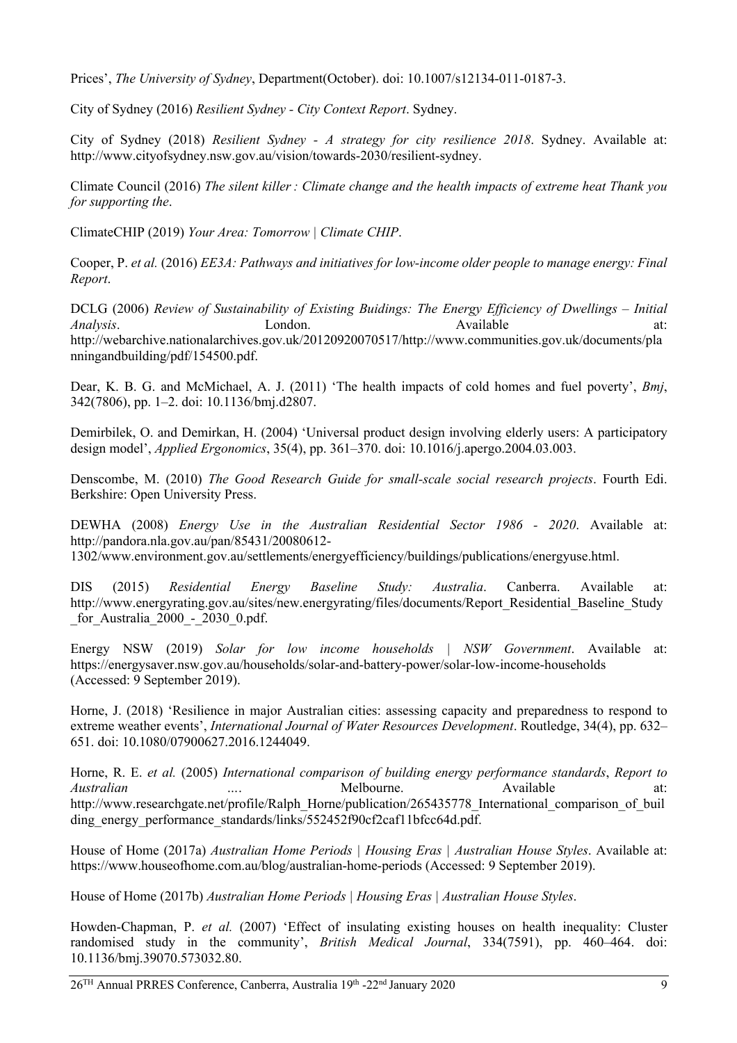Prices', *The University of Sydney*, Department(October). doi: 10.1007/s12134-011-0187-3.

City of Sydney (2016) *Resilient Sydney - City Context Report*. Sydney.

City of Sydney (2018) *Resilient Sydney - A strategy for city resilience 2018*. Sydney. Available at: http://www.cityofsydney.nsw.gov.au/vision/towards-2030/resilient-sydney.

Climate Council (2016) *The silent killer : Climate change and the health impacts of extreme heat Thank you for supporting the*.

ClimateCHIP (2019) *Your Area: Tomorrow | Climate CHIP*.

Cooper, P. *et al.* (2016) *EE3A: Pathways and initiatives for low-income older people to manage energy: Final Report*.

DCLG (2006) *Review of Sustainability of Existing Buidings: The Energy Efficiency of Dwellings – Initial Analysis*. London. Available at: http://webarchive.nationalarchives.gov.uk/20120920070517/http://www.communities.gov.uk/documents/planningandbuilding/pdf/154500.pdf.

Dear, K. B. G. and McMichael, A. J. (2011) 'The health impacts of cold homes and fuel poverty', *Bmj*, 342(7806), pp. 1–2. doi: 10.1136/bmj.d2807.

Demirbilek, O. and Demirkan, H. (2004) 'Universal product design involving elderly users: A participatory design model', *Applied Ergonomics*, 35(4), pp. 361–370. doi: 10.1016/j.apergo.2004.03.003.

Denscombe, M. (2010) *The Good Research Guide for small-scale social research projects*. Fourth Edi. Berkshire: Open University Press.

DEWHA (2008) *Energy Use in the Australian Residential Sector 1986 - 2020*. Available at: http://pandora.nla.gov.au/pan/85431/20080612-1302/www.environment.gov.au/settlements/energyefficiency/buildings/publications/energyuse.html.

DIS (2015) *Residential Energy Baseline Study: Australia*. Canberra. Available at: http://www.energyrating.gov.au/sites/new.energyrating/files/documents/Report_Residential_Baseline_Study_for_Australia_2000_-_2030_0.pdf.

Energy NSW (2019) *Solar for low income households | NSW Government*. Available at: https://energysaver.nsw.gov.au/households/solar-and-battery-power/solar-low-income-households (Accessed: 9 September 2019).

Horne, J. (2018) 'Resilience in major Australian cities: assessing capacity and preparedness to respond to extreme weather events', *International Journal of Water Resources Development*. Routledge, 34(4), pp. 632–651. doi: 10.1080/07900627.2016.1244049.

Horne, R. E. *et al.* (2005) *International comparison of building energy performance standards*, *Report to Australian ….* Melbourne. Available at: http://www.researchgate.net/profile/Ralph_Horne/publication/265435778_International_comparison_of_building_energy_performance_standards/links/552452f90cf2caf11bfcc64d.pdf.

House of Home (2017a) *Australian Home Periods | Housing Eras | Australian House Styles*. Available at: https://www.houseofhome.com.au/blog/australian-home-periods (Accessed: 9 September 2019).

House of Home (2017b) *Australian Home Periods | Housing Eras | Australian House Styles*.

Howden-Chapman, P. *et al.* (2007) 'Effect of insulating existing houses on health inequality: Cluster randomised study in the community', *British Medical Journal*, 334(7591), pp. 460–464. doi: 10.1136/bmj.39070.573032.80.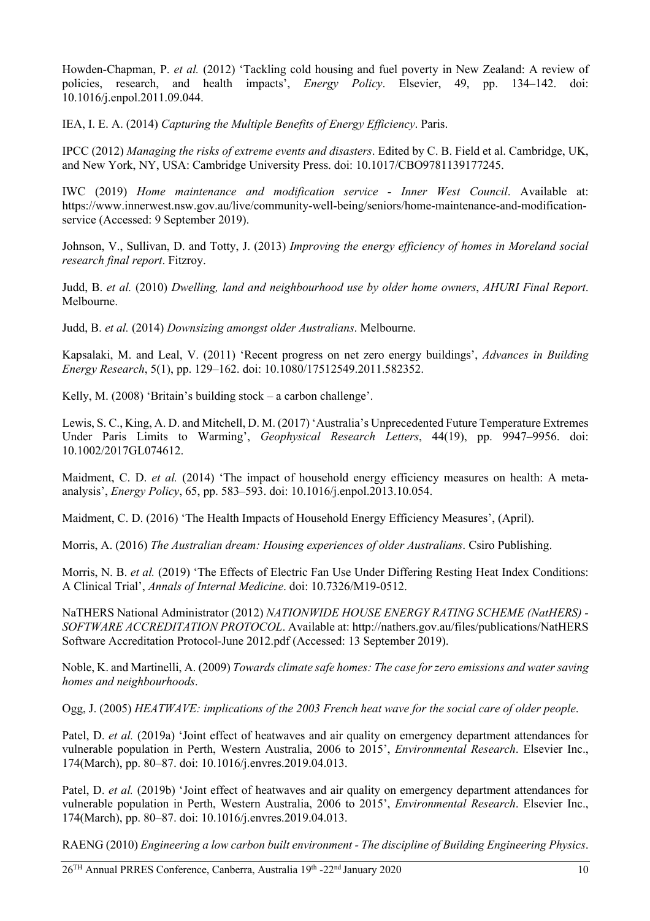Howden-Chapman, P. *et al.* (2012) 'Tackling cold housing and fuel poverty in New Zealand: A review of policies, research, and health impacts', *Energy Policy*. Elsevier, 49, pp. 134–142. doi: 10.1016/j.enpol.2011.09.044.

IEA, I. E. A. (2014) *Capturing the Multiple Benefits of Energy Efficiency*. Paris.

IPCC (2012) *Managing the risks of extreme events and disasters*. Edited by C. B. Field et al. Cambridge, UK, and New York, NY, USA: Cambridge University Press. doi: 10.1017/CBO9781139177245.

IWC (2019) *Home maintenance and modification service - Inner West Council*. Available at: https://www.innerwest.nsw.gov.au/live/community-well-being/seniors/home-maintenance-and-modification-service (Accessed: 9 September 2019).

Johnson, V., Sullivan, D. and Totty, J. (2013) *Improving the energy efficiency of homes in Moreland social research final report*. Fitzroy.

Judd, B. *et al.* (2010) *Dwelling, land and neighbourhood use by older home owners*, *AHURI Final Report*. Melbourne.

Judd, B. *et al.* (2014) *Downsizing amongst older Australians*. Melbourne.

Kapsalaki, M. and Leal, V. (2011) 'Recent progress on net zero energy buildings', *Advances in Building Energy Research*, 5(1), pp. 129–162. doi: 10.1080/17512549.2011.582352.

Kelly, M. (2008) 'Britain's building stock – a carbon challenge'.

Lewis, S. C., King, A. D. and Mitchell, D. M. (2017) 'Australia's Unprecedented Future Temperature Extremes Under Paris Limits to Warming', *Geophysical Research Letters*, 44(19), pp. 9947–9956. doi: 10.1002/2017GL074612.

Maidment, C. D. *et al.* (2014) 'The impact of household energy efficiency measures on health: A meta-analysis', *Energy Policy*, 65, pp. 583–593. doi: 10.1016/j.enpol.2013.10.054.

Maidment, C. D. (2016) 'The Health Impacts of Household Energy Efficiency Measures', (April).

Morris, A. (2016) *The Australian dream: Housing experiences of older Australians*. Csiro Publishing.

Morris, N. B. *et al.* (2019) 'The Effects of Electric Fan Use Under Differing Resting Heat Index Conditions: A Clinical Trial', *Annals of Internal Medicine*. doi: 10.7326/M19-0512.

NaTHERS National Administrator (2012) *NATIONWIDE HOUSE ENERGY RATING SCHEME (NatHERS) - SOFTWARE ACCREDITATION PROTOCOL*. Available at: http://nathers.gov.au/files/publications/NatHERS Software Accreditation Protocol-June 2012.pdf (Accessed: 13 September 2019).

Noble, K. and Martinelli, A. (2009) *Towards climate safe homes: The case for zero emissions and water saving homes and neighbourhoods*.

Ogg, J. (2005) *HEATWAVE: implications of the 2003 French heat wave for the social care of older people*.

Patel, D. *et al.* (2019a) 'Joint effect of heatwaves and air quality on emergency department attendances for vulnerable population in Perth, Western Australia, 2006 to 2015', *Environmental Research*. Elsevier Inc., 174(March), pp. 80–87. doi: 10.1016/j.envres.2019.04.013.

Patel, D. *et al.* (2019b) 'Joint effect of heatwaves and air quality on emergency department attendances for vulnerable population in Perth, Western Australia, 2006 to 2015', *Environmental Research*. Elsevier Inc., 174(March), pp. 80–87. doi: 10.1016/j.envres.2019.04.013.

RAENG (2010) *Engineering a low carbon built environment - The discipline of Building Engineering Physics*.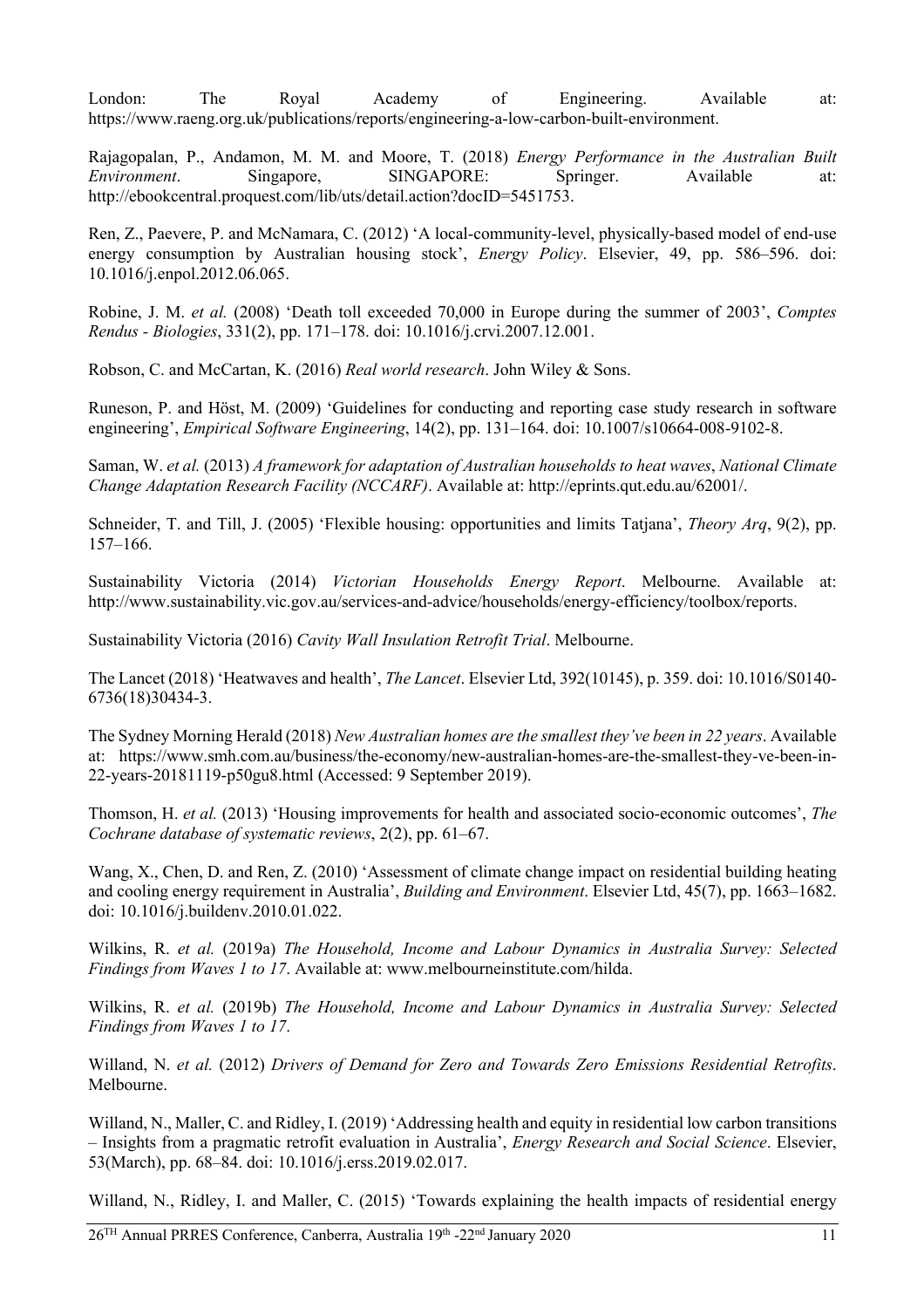London: The Royal Academy of Engineering. Available at: https://www.raeng.org.uk/publications/reports/engineering-a-low-carbon-built-environment.

Rajagopalan, P., Andamon, M. M. and Moore, T. (2018) *Energy Performance in the Australian Built Environment*. Singapore, SINGAPORE: Springer. Available at: http://ebookcentral.proquest.com/lib/uts/detail.action?docID=5451753.

Ren, Z., Paevere, P. and McNamara, C. (2012) 'A local-community-level, physically-based model of end-use energy consumption by Australian housing stock', *Energy Policy*. Elsevier, 49, pp. 586–596. doi: 10.1016/j.enpol.2012.06.065.

Robine, J. M. *et al.* (2008) 'Death toll exceeded 70,000 in Europe during the summer of 2003', *Comptes Rendus - Biologies*, 331(2), pp. 171–178. doi: 10.1016/j.crvi.2007.12.001.

Robson, C. and McCartan, K. (2016) *Real world research*. John Wiley & Sons.

Runeson, P. and Höst, M. (2009) 'Guidelines for conducting and reporting case study research in software engineering', *Empirical Software Engineering*, 14(2), pp. 131–164. doi: 10.1007/s10664-008-9102-8.

Saman, W. *et al.* (2013) *A framework for adaptation of Australian households to heat waves*, *National Climate Change Adaptation Research Facility (NCCARF)*. Available at: http://eprints.qut.edu.au/62001/.

Schneider, T. and Till, J. (2005) 'Flexible housing: opportunities and limits Tatjana', *Theory Arq*, 9(2), pp. 157–166.

Sustainability Victoria (2014) *Victorian Households Energy Report*. Melbourne. Available at: http://www.sustainability.vic.gov.au/services-and-advice/households/energy-efficiency/toolbox/reports.

Sustainability Victoria (2016) *Cavity Wall Insulation Retrofit Trial*. Melbourne.

The Lancet (2018) 'Heatwaves and health', *The Lancet*. Elsevier Ltd, 392(10145), p. 359. doi: 10.1016/S0140-6736(18)30434-3.

The Sydney Morning Herald (2018) *New Australian homes are the smallest they've been in 22 years*. Available at: https://www.smh.com.au/business/the-economy/new-australian-homes-are-the-smallest-they-ve-been-in-22-years-20181119-p50gu8.html (Accessed: 9 September 2019).

Thomson, H. *et al.* (2013) 'Housing improvements for health and associated socio-economic outcomes', *The Cochrane database of systematic reviews*, 2(2), pp. 61–67.

Wang, X., Chen, D. and Ren, Z. (2010) 'Assessment of climate change impact on residential building heating and cooling energy requirement in Australia', *Building and Environment*. Elsevier Ltd, 45(7), pp. 1663–1682. doi: 10.1016/j.buildenv.2010.01.022.

Wilkins, R. *et al.* (2019a) *The Household, Income and Labour Dynamics in Australia Survey: Selected Findings from Waves 1 to 17*. Available at: www.melbourneinstitute.com/hilda.

Wilkins, R. *et al.* (2019b) *The Household, Income and Labour Dynamics in Australia Survey: Selected Findings from Waves 1 to 17*.

Willand, N. *et al.* (2012) *Drivers of Demand for Zero and Towards Zero Emissions Residential Retrofits*. Melbourne.

Willand, N., Maller, C. and Ridley, I. (2019) 'Addressing health and equity in residential low carbon transitions – Insights from a pragmatic retrofit evaluation in Australia', *Energy Research and Social Science*. Elsevier, 53(March), pp. 68–84. doi: 10.1016/j.erss.2019.02.017.

Willand, N., Ridley, I. and Maller, C. (2015) 'Towards explaining the health impacts of residential energy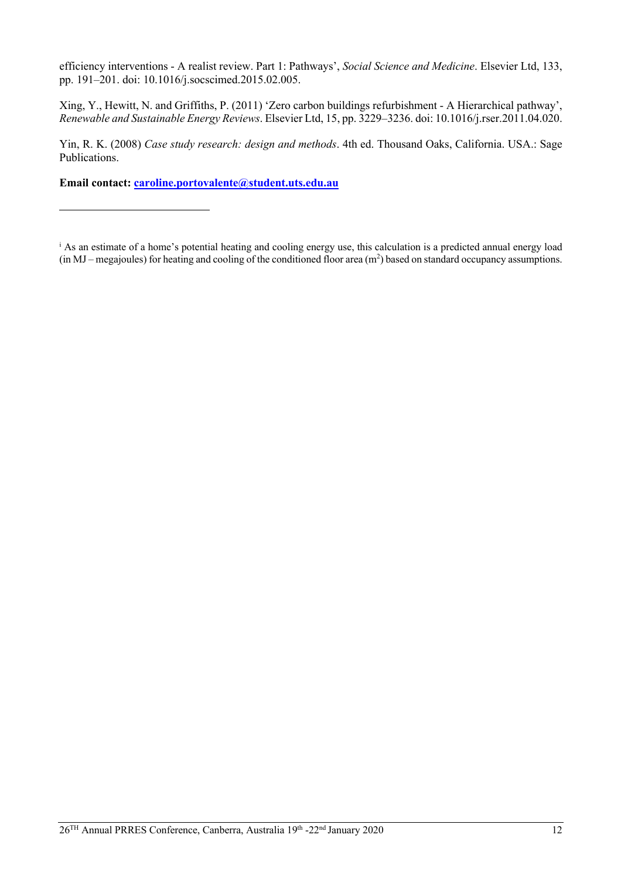efficiency interventions - A realist review. Part 1: Pathways', *Social Science and Medicine*. Elsevier Ltd, 133, pp. 191–201. doi: 10.1016/j.socscimed.2015.02.005.

Xing, Y., Hewitt, N. and Griffiths, P. (2011) 'Zero carbon buildings refurbishment - A Hierarchical pathway', *Renewable and Sustainable Energy Reviews*. Elsevier Ltd, 15, pp. 3229–3236. doi: 10.1016/j.rser.2011.04.020.

Yin, R. K. (2008) *Case study research: design and methods*. 4th ed. Thousand Oaks, California. USA.: Sage Publications.

**Email contact: caroline.portovalente@student.uts.edu.au**

---

[i] As an estimate of a home's potential heating and cooling energy use, this calculation is a predicted annual energy load (in MJ – megajoules) for heating and cooling of the conditioned floor area ($m^2$) based on standard occupancy assumptions.